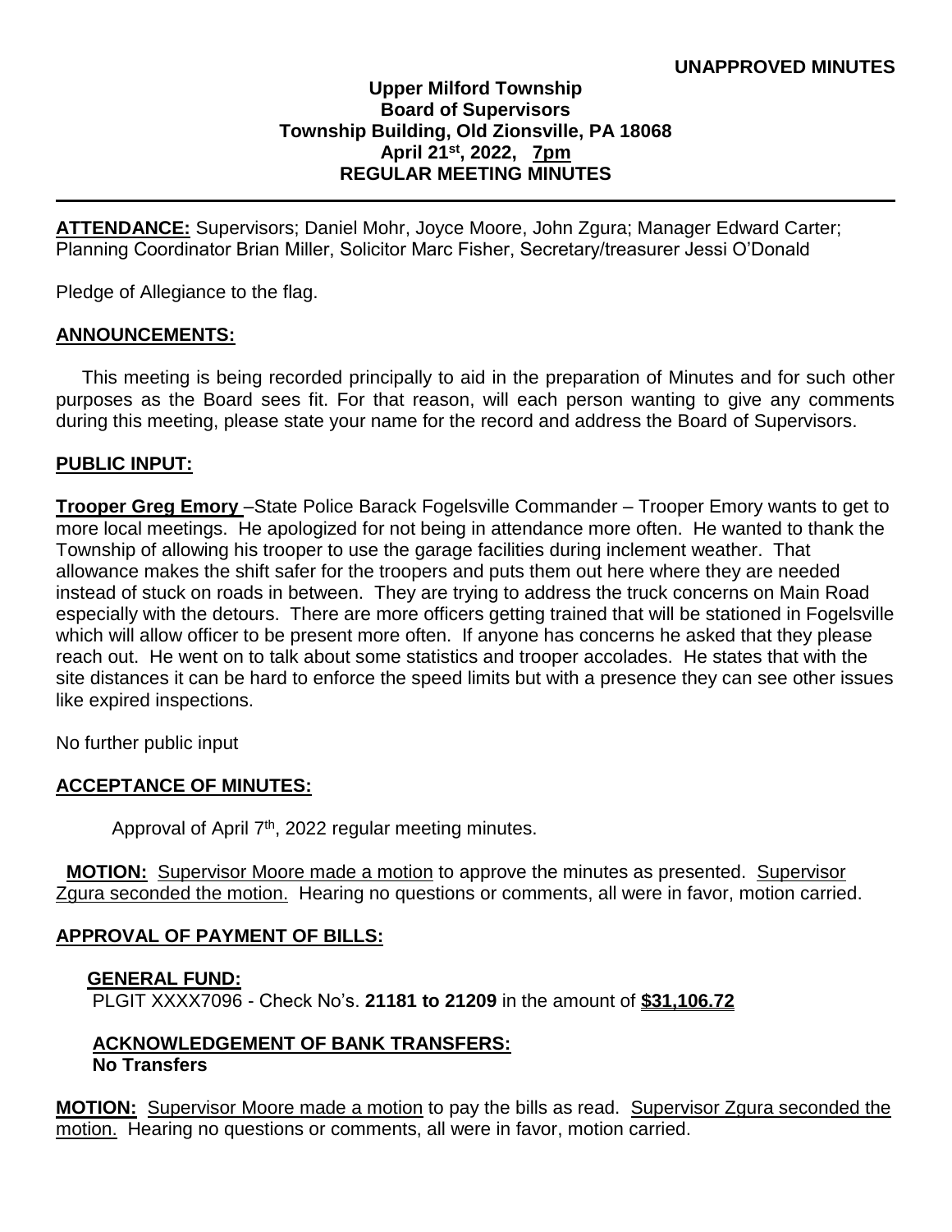**UNAPPROVED MINUTES**

**Upper Milford Township**
**Board of Supervisors**
**Township Building, Old Zionsville, PA 18068**
**April 21st, 2022, 7pm**
**REGULAR MEETING MINUTES**

---

**ATTENDANCE:** Supervisors; Daniel Mohr, Joyce Moore, John Zgura; Manager Edward Carter; Planning Coordinator Brian Miller, Solicitor Marc Fisher, Secretary/treasurer Jessi O'Donald

Pledge of Allegiance to the flag.

## ANNOUNCEMENTS:

This meeting is being recorded principally to aid in the preparation of Minutes and for such other purposes as the Board sees fit. For that reason, will each person wanting to give any comments during this meeting, please state your name for the record and address the Board of Supervisors.

## PUBLIC INPUT:

**Trooper Greg Emory** –State Police Barack Fogelsville Commander – Trooper Emory wants to get to more local meetings. He apologized for not being in attendance more often. He wanted to thank the Township of allowing his trooper to use the garage facilities during inclement weather. That allowance makes the shift safer for the troopers and puts them out here where they are needed instead of stuck on roads in between. They are trying to address the truck concerns on Main Road especially with the detours. There are more officers getting trained that will be stationed in Fogelsville which will allow officer to be present more often. If anyone has concerns he asked that they please reach out. He went on to talk about some statistics and trooper accolades. He states that with the site distances it can be hard to enforce the speed limits but with a presence they can see other issues like expired inspections.

No further public input

## ACCEPTANCE OF MINUTES:

Approval of April 7th, 2022 regular meeting minutes.

**MOTION:** Supervisor Moore made a motion to approve the minutes as presented. Supervisor Zgura seconded the motion. Hearing no questions or comments, all were in favor, motion carried.

## APPROVAL OF PAYMENT OF BILLS:

**GENERAL FUND:**
PLGIT XXXX7096 - Check No's. **21181 to 21209** in the amount of **$31,106.72**

**ACKNOWLEDGEMENT OF BANK TRANSFERS:**
**No Transfers**

**MOTION:** Supervisor Moore made a motion to pay the bills as read. Supervisor Zgura seconded the motion. Hearing no questions or comments, all were in favor, motion carried.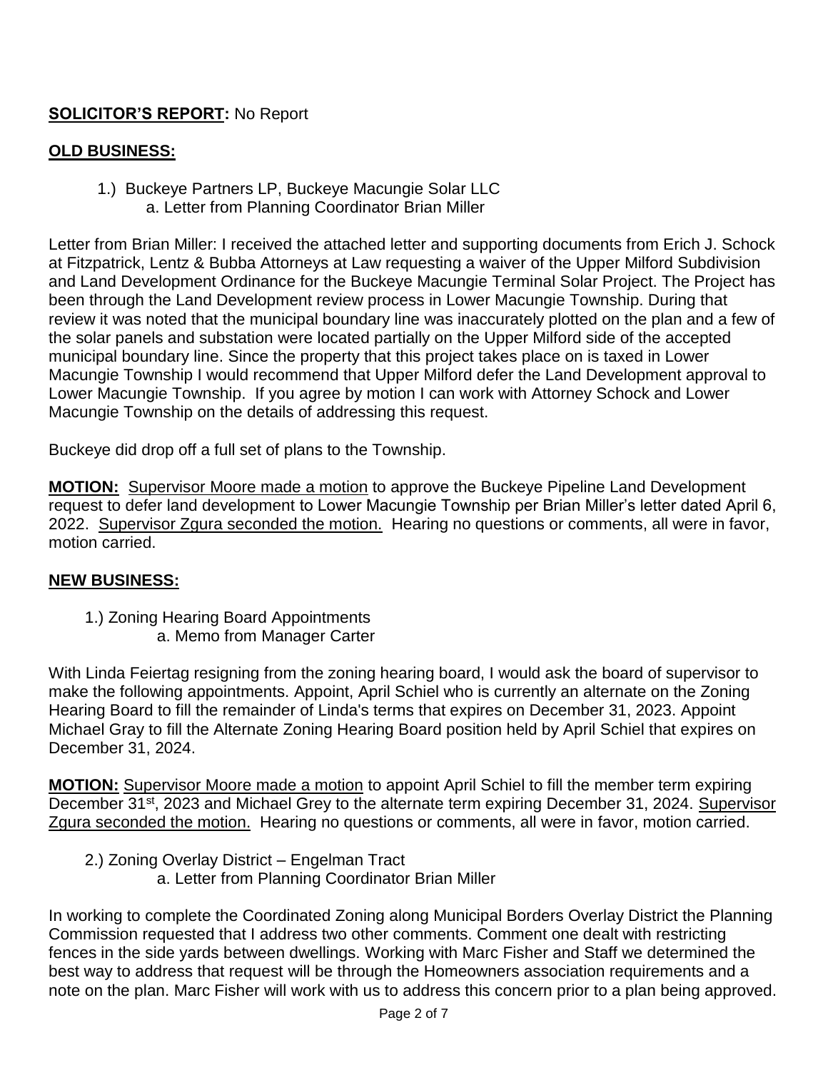**SOLICITOR'S REPORT:** No Report

**OLD BUSINESS:**

1.) Buckeye Partners LP, Buckeye Macungie Solar LLC
    a. Letter from Planning Coordinator Brian Miller

Letter from Brian Miller: I received the attached letter and supporting documents from Erich J. Schock at Fitzpatrick, Lentz & Bubba Attorneys at Law requesting a waiver of the Upper Milford Subdivision and Land Development Ordinance for the Buckeye Macungie Terminal Solar Project. The Project has been through the Land Development review process in Lower Macungie Township. During that review it was noted that the municipal boundary line was inaccurately plotted on the plan and a few of the solar panels and substation were located partially on the Upper Milford side of the accepted municipal boundary line. Since the property that this project takes place on is taxed in Lower Macungie Township I would recommend that Upper Milford defer the Land Development approval to Lower Macungie Township. If you agree by motion I can work with Attorney Schock and Lower Macungie Township on the details of addressing this request.

Buckeye did drop off a full set of plans to the Township.

**MOTION:** Supervisor Moore made a motion to approve the Buckeye Pipeline Land Development request to defer land development to Lower Macungie Township per Brian Miller's letter dated April 6, 2022. Supervisor Zgura seconded the motion. Hearing no questions or comments, all were in favor, motion carried.

**NEW BUSINESS:**

1.) Zoning Hearing Board Appointments
    a. Memo from Manager Carter

With Linda Feiertag resigning from the zoning hearing board, I would ask the board of supervisor to make the following appointments. Appoint, April Schiel who is currently an alternate on the Zoning Hearing Board to fill the remainder of Linda's terms that expires on December 31, 2023. Appoint Michael Gray to fill the Alternate Zoning Hearing Board position held by April Schiel that expires on December 31, 2024.

**MOTION:** Supervisor Moore made a motion to appoint April Schiel to fill the member term expiring December 31st, 2023 and Michael Grey to the alternate term expiring December 31, 2024. Supervisor Zgura seconded the motion. Hearing no questions or comments, all were in favor, motion carried.

2.) Zoning Overlay District – Engelman Tract
    a. Letter from Planning Coordinator Brian Miller

In working to complete the Coordinated Zoning along Municipal Borders Overlay District the Planning Commission requested that I address two other comments. Comment one dealt with restricting fences in the side yards between dwellings. Working with Marc Fisher and Staff we determined the best way to address that request will be through the Homeowners association requirements and a note on the plan. Marc Fisher will work with us to address this concern prior to a plan being approved.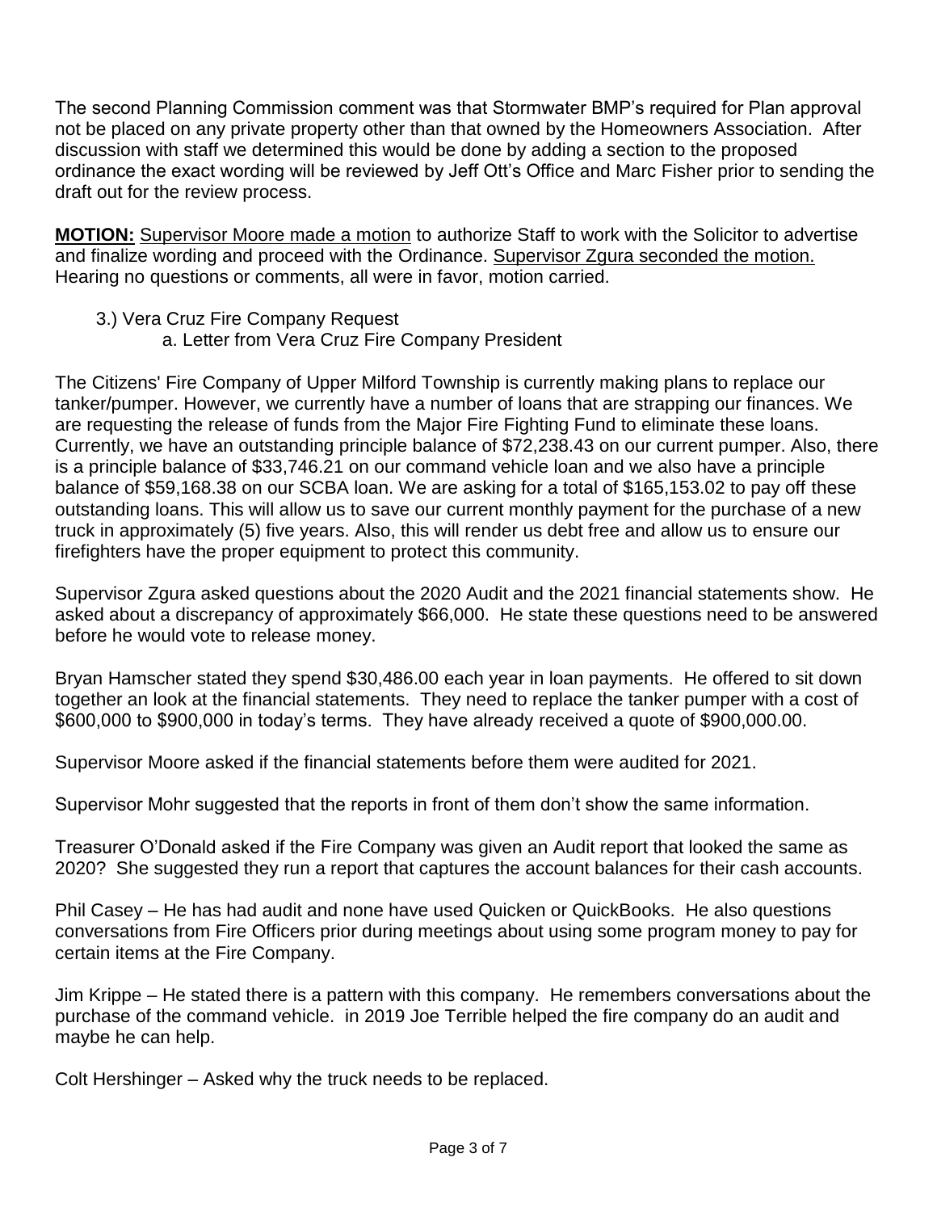The second Planning Commission comment was that Stormwater BMP's required for Plan approval not be placed on any private property other than that owned by the Homeowners Association. After discussion with staff we determined this would be done by adding a section to the proposed ordinance the exact wording will be reviewed by Jeff Ott's Office and Marc Fisher prior to sending the draft out for the review process.

**MOTION:** Supervisor Moore made a motion to authorize Staff to work with the Solicitor to advertise and finalize wording and proceed with the Ordinance. Supervisor Zgura seconded the motion. Hearing no questions or comments, all were in favor, motion carried.

3.) Vera Cruz Fire Company Request
   a. Letter from Vera Cruz Fire Company President

The Citizens' Fire Company of Upper Milford Township is currently making plans to replace our tanker/pumper. However, we currently have a number of loans that are strapping our finances. We are requesting the release of funds from the Major Fire Fighting Fund to eliminate these loans. Currently, we have an outstanding principle balance of $72,238.43 on our current pumper. Also, there is a principle balance of $33,746.21 on our command vehicle loan and we also have a principle balance of $59,168.38 on our SCBA loan. We are asking for a total of $165,153.02 to pay off these outstanding loans. This will allow us to save our current monthly payment for the purchase of a new truck in approximately (5) five years. Also, this will render us debt free and allow us to ensure our firefighters have the proper equipment to protect this community.

Supervisor Zgura asked questions about the 2020 Audit and the 2021 financial statements show. He asked about a discrepancy of approximately $66,000. He state these questions need to be answered before he would vote to release money.

Bryan Hamscher stated they spend $30,486.00 each year in loan payments. He offered to sit down together an look at the financial statements. They need to replace the tanker pumper with a cost of $600,000 to $900,000 in today's terms. They have already received a quote of $900,000.00.

Supervisor Moore asked if the financial statements before them were audited for 2021.

Supervisor Mohr suggested that the reports in front of them don't show the same information.

Treasurer O'Donald asked if the Fire Company was given an Audit report that looked the same as 2020? She suggested they run a report that captures the account balances for their cash accounts.

Phil Casey – He has had audit and none have used Quicken or QuickBooks. He also questions conversations from Fire Officers prior during meetings about using some program money to pay for certain items at the Fire Company.

Jim Krippe – He stated there is a pattern with this company. He remembers conversations about the purchase of the command vehicle. in 2019 Joe Terrible helped the fire company do an audit and maybe he can help.

Colt Hershinger – Asked why the truck needs to be replaced.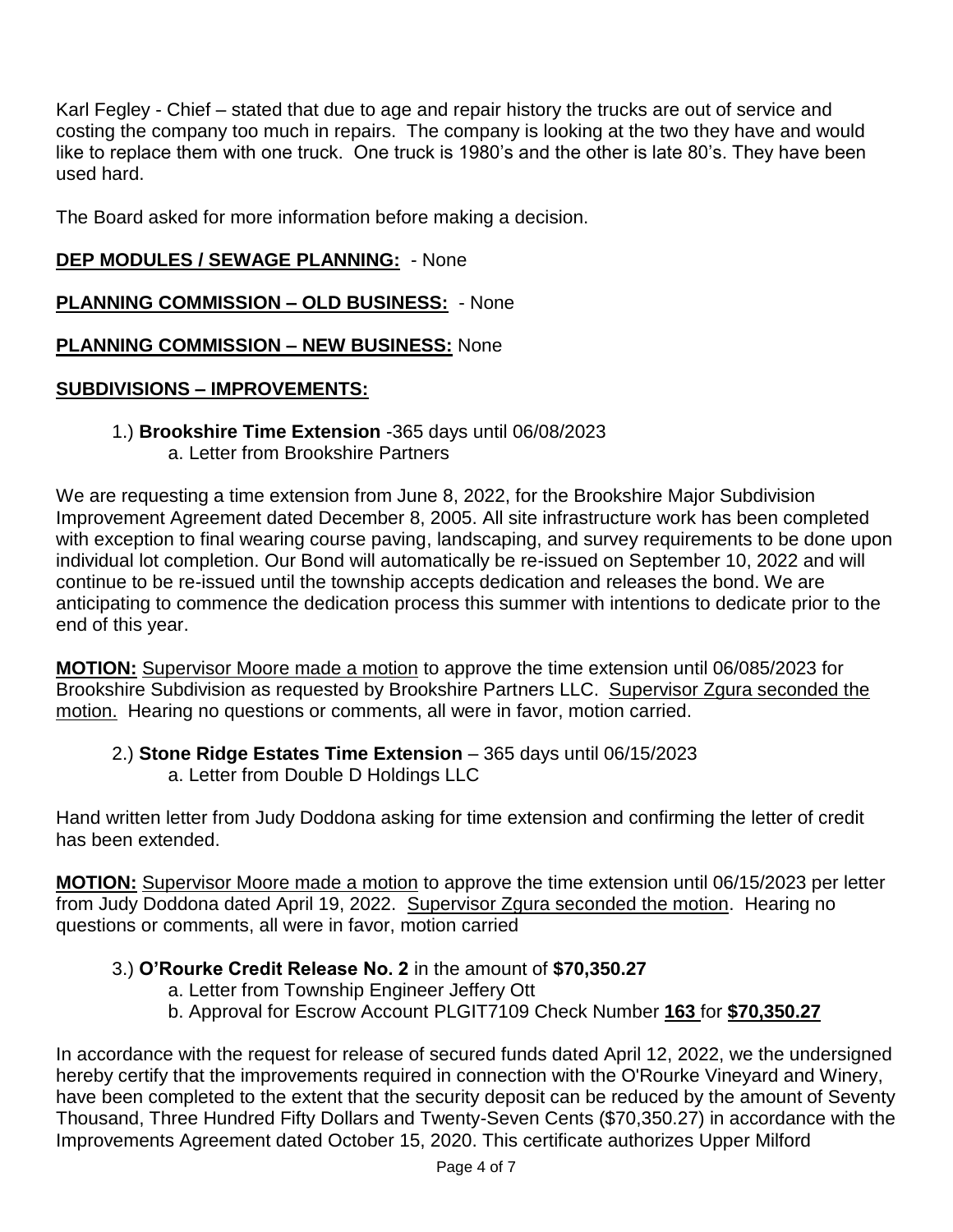Karl Fegley - Chief – stated that due to age and repair history the trucks are out of service and costing the company too much in repairs. The company is looking at the two they have and would like to replace them with one truck. One truck is 1980's and the other is late 80's. They have been used hard.

The Board asked for more information before making a decision.

**DEP MODULES / SEWAGE PLANNING:** - None

**PLANNING COMMISSION – OLD BUSINESS:** - None

**PLANNING COMMISSION – NEW BUSINESS:** None

**SUBDIVISIONS – IMPROVEMENTS:**

1.) **Brookshire Time Extension** -365 days until 06/08/2023
   a. Letter from Brookshire Partners

We are requesting a time extension from June 8, 2022, for the Brookshire Major Subdivision Improvement Agreement dated December 8, 2005. All site infrastructure work has been completed with exception to final wearing course paving, landscaping, and survey requirements to be done upon individual lot completion. Our Bond will automatically be re-issued on September 10, 2022 and will continue to be re-issued until the township accepts dedication and releases the bond. We are anticipating to commence the dedication process this summer with intentions to dedicate prior to the end of this year.

**MOTION:** Supervisor Moore made a motion to approve the time extension until 06/085/2023 for Brookshire Subdivision as requested by Brookshire Partners LLC. Supervisor Zgura seconded the motion. Hearing no questions or comments, all were in favor, motion carried.

2.) **Stone Ridge Estates Time Extension** – 365 days until 06/15/2023
   a. Letter from Double D Holdings LLC

Hand written letter from Judy Doddona asking for time extension and confirming the letter of credit has been extended.

**MOTION:** Supervisor Moore made a motion to approve the time extension until 06/15/2023 per letter from Judy Doddona dated April 19, 2022. Supervisor Zgura seconded the motion. Hearing no questions or comments, all were in favor, motion carried

3.) **O'Rourke Credit Release No. 2** in the amount of **$70,350.27**
   a. Letter from Township Engineer Jeffery Ott
   b. Approval for Escrow Account PLGIT7109 Check Number **163** for **$70,350.27**

In accordance with the request for release of secured funds dated April 12, 2022, we the undersigned hereby certify that the improvements required in connection with the O'Rourke Vineyard and Winery, have been completed to the extent that the security deposit can be reduced by the amount of Seventy Thousand, Three Hundred Fifty Dollars and Twenty-Seven Cents ($70,350.27) in accordance with the Improvements Agreement dated October 15, 2020. This certificate authorizes Upper Milford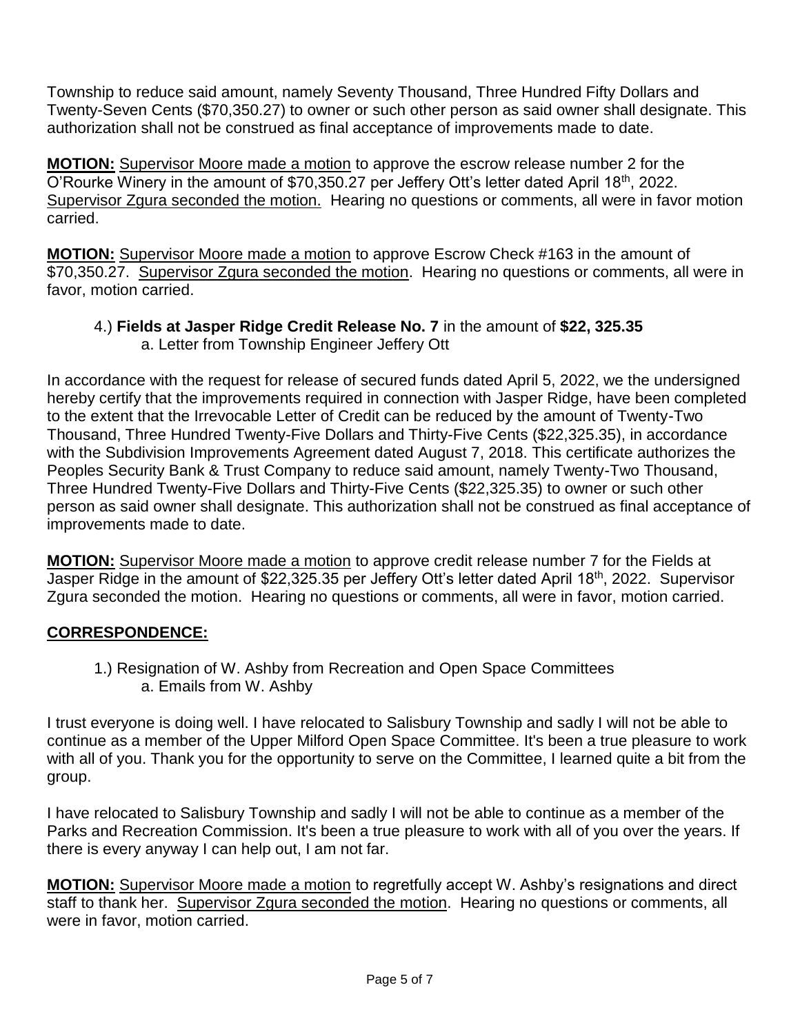Township to reduce said amount, namely Seventy Thousand, Three Hundred Fifty Dollars and Twenty-Seven Cents ($70,350.27) to owner or such other person as said owner shall designate. This authorization shall not be construed as final acceptance of improvements made to date.

**MOTION:** Supervisor Moore made a motion to approve the escrow release number 2 for the O'Rourke Winery in the amount of $70,350.27 per Jeffery Ott's letter dated April 18th, 2022. Supervisor Zgura seconded the motion. Hearing no questions or comments, all were in favor motion carried.

**MOTION:** Supervisor Moore made a motion to approve Escrow Check #163 in the amount of $70,350.27. Supervisor Zgura seconded the motion. Hearing no questions or comments, all were in favor, motion carried.

4.) **Fields at Jasper Ridge Credit Release No. 7** in the amount of **$22, 325.35**
   a. Letter from Township Engineer Jeffery Ott

In accordance with the request for release of secured funds dated April 5, 2022, we the undersigned hereby certify that the improvements required in connection with Jasper Ridge, have been completed to the extent that the Irrevocable Letter of Credit can be reduced by the amount of Twenty-Two Thousand, Three Hundred Twenty-Five Dollars and Thirty-Five Cents ($22,325.35), in accordance with the Subdivision Improvements Agreement dated August 7, 2018. This certificate authorizes the Peoples Security Bank & Trust Company to reduce said amount, namely Twenty-Two Thousand, Three Hundred Twenty-Five Dollars and Thirty-Five Cents ($22,325.35) to owner or such other person as said owner shall designate. This authorization shall not be construed as final acceptance of improvements made to date.

**MOTION:** Supervisor Moore made a motion to approve credit release number 7 for the Fields at Jasper Ridge in the amount of $22,325.35 per Jeffery Ott's letter dated April 18th, 2022. Supervisor Zgura seconded the motion. Hearing no questions or comments, all were in favor, motion carried.

## CORRESPONDENCE:

1.) Resignation of W. Ashby from Recreation and Open Space Committees
   a. Emails from W. Ashby

I trust everyone is doing well. I have relocated to Salisbury Township and sadly I will not be able to continue as a member of the Upper Milford Open Space Committee. It's been a true pleasure to work with all of you. Thank you for the opportunity to serve on the Committee, I learned quite a bit from the group.

I have relocated to Salisbury Township and sadly I will not be able to continue as a member of the Parks and Recreation Commission. It's been a true pleasure to work with all of you over the years. If there is every anyway I can help out, I am not far.

**MOTION:** Supervisor Moore made a motion to regretfully accept W. Ashby's resignations and direct staff to thank her. Supervisor Zgura seconded the motion. Hearing no questions or comments, all were in favor, motion carried.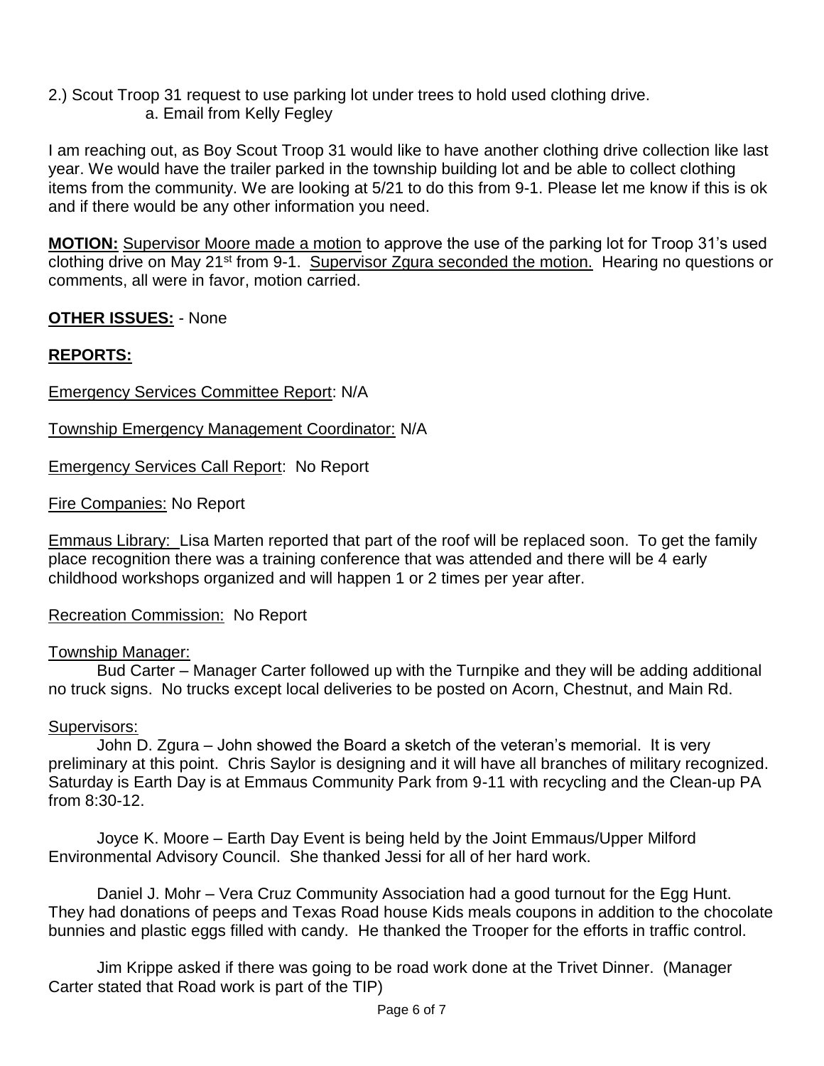2.) Scout Troop 31 request to use parking lot under trees to hold used clothing drive.

a. Email from Kelly Fegley

I am reaching out, as Boy Scout Troop 31 would like to have another clothing drive collection like last year. We would have the trailer parked in the township building lot and be able to collect clothing items from the community. We are looking at 5/21 to do this from 9-1. Please let me know if this is ok and if there would be any other information you need.

**MOTION:** Supervisor Moore made a motion to approve the use of the parking lot for Troop 31's used clothing drive on May 21st from 9-1. Supervisor Zgura seconded the motion. Hearing no questions or comments, all were in favor, motion carried.

**OTHER ISSUES:** - None

**REPORTS:**

Emergency Services Committee Report: N/A

Township Emergency Management Coordinator: N/A

Emergency Services Call Report: No Report

Fire Companies: No Report

Emmaus Library: Lisa Marten reported that part of the roof will be replaced soon. To get the family place recognition there was a training conference that was attended and there will be 4 early childhood workshops organized and will happen 1 or 2 times per year after.

Recreation Commission: No Report

Township Manager:

Bud Carter – Manager Carter followed up with the Turnpike and they will be adding additional no truck signs. No trucks except local deliveries to be posted on Acorn, Chestnut, and Main Rd.

Supervisors:

John D. Zgura – John showed the Board a sketch of the veteran's memorial. It is very preliminary at this point. Chris Saylor is designing and it will have all branches of military recognized. Saturday is Earth Day is at Emmaus Community Park from 9-11 with recycling and the Clean-up PA from 8:30-12.

Joyce K. Moore – Earth Day Event is being held by the Joint Emmaus/Upper Milford Environmental Advisory Council. She thanked Jessi for all of her hard work.

Daniel J. Mohr – Vera Cruz Community Association had a good turnout for the Egg Hunt. They had donations of peeps and Texas Road house Kids meals coupons in addition to the chocolate bunnies and plastic eggs filled with candy. He thanked the Trooper for the efforts in traffic control.

Jim Krippe asked if there was going to be road work done at the Trivet Dinner. (Manager Carter stated that Road work is part of the TIP)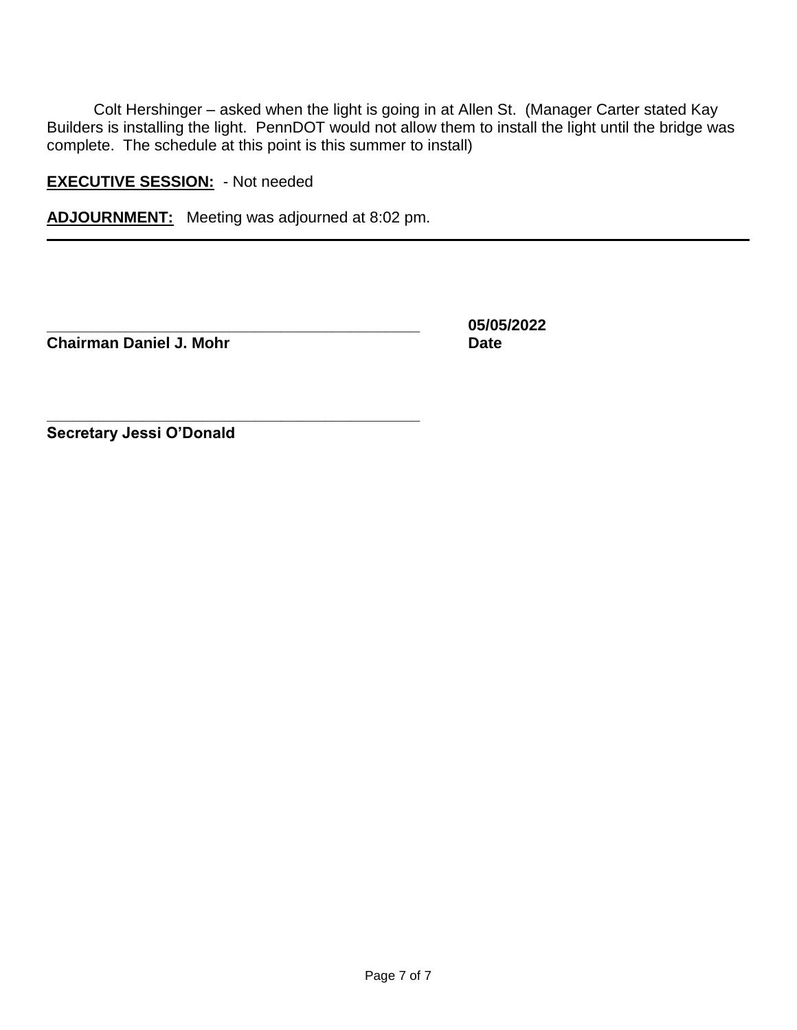Colt Hershinger – asked when the light is going in at Allen St. (Manager Carter stated Kay Builders is installing the light. PennDOT would not allow them to install the light until the bridge was complete. The schedule at this point is this summer to install)

**EXECUTIVE SESSION:** - Not needed

**ADJOURNMENT:** Meeting was adjourned at 8:02 pm.

---

| | |
|---|---|
| ______________________________________________ | **05/05/2022** |
| **Chairman Daniel J. Mohr** | **Date** |

______________________________________________
**Secretary Jessi O'Donald**